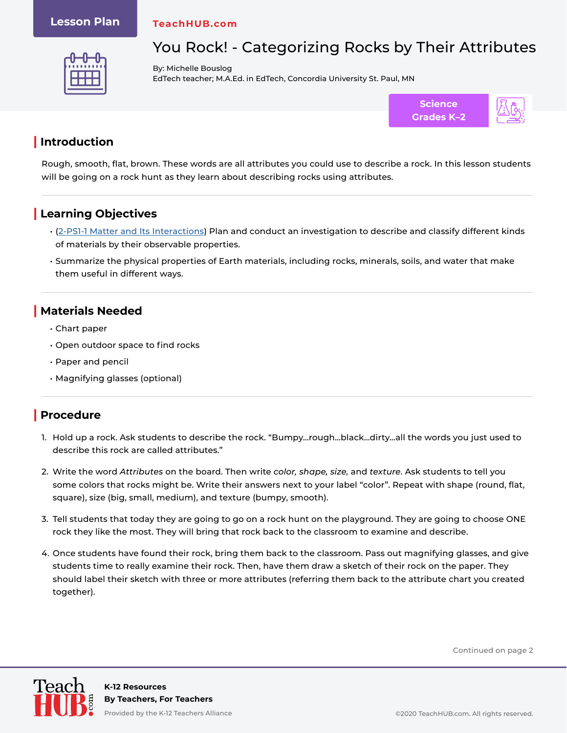Lesson Plan

TeachHUB.com

# You Rock! - Categorizing Rocks by Their Attributes

By: Michelle Bouslog
EdTech teacher; M.A.Ed. in EdTech, Concordia University St. Paul, MN

**Science**
**Grades K–2**

## Introduction

Rough, smooth, flat, brown. These words are all attributes you could use to describe a rock. In this lesson students will be going on a rock hunt as they learn about describing rocks using attributes.

## Learning Objectives

- (2-PS1-1 Matter and Its Interactions) Plan and conduct an investigation to describe and classify different kinds of materials by their observable properties.
- Summarize the physical properties of Earth materials, including rocks, minerals, soils, and water that make them useful in different ways.

## Materials Needed

- Chart paper
- Open outdoor space to find rocks
- Paper and pencil
- Magnifying glasses (optional)

## Procedure

1. Hold up a rock. Ask students to describe the rock. "Bumpy…rough…black…dirty…all the words you just used to describe this rock are called attributes."
2. Write the word *Attributes* on the board. Then write *color, shape, size,* and *texture*. Ask students to tell you some colors that rocks might be. Write their answers next to your label "color". Repeat with shape (round, flat, square), size (big, small, medium), and texture (bumpy, smooth).
3. Tell students that today they are going to go on a rock hunt on the playground. They are going to choose ONE rock they like the most. They will bring that rock back to the classroom to examine and describe.
4. Once students have found their rock, bring them back to the classroom. Pass out magnifying glasses, and give students time to really examine their rock. Then, have them draw a sketch of their rock on the paper. They should label their sketch with three or more attributes (referring them back to the attribute chart you created together).

Continued on page 2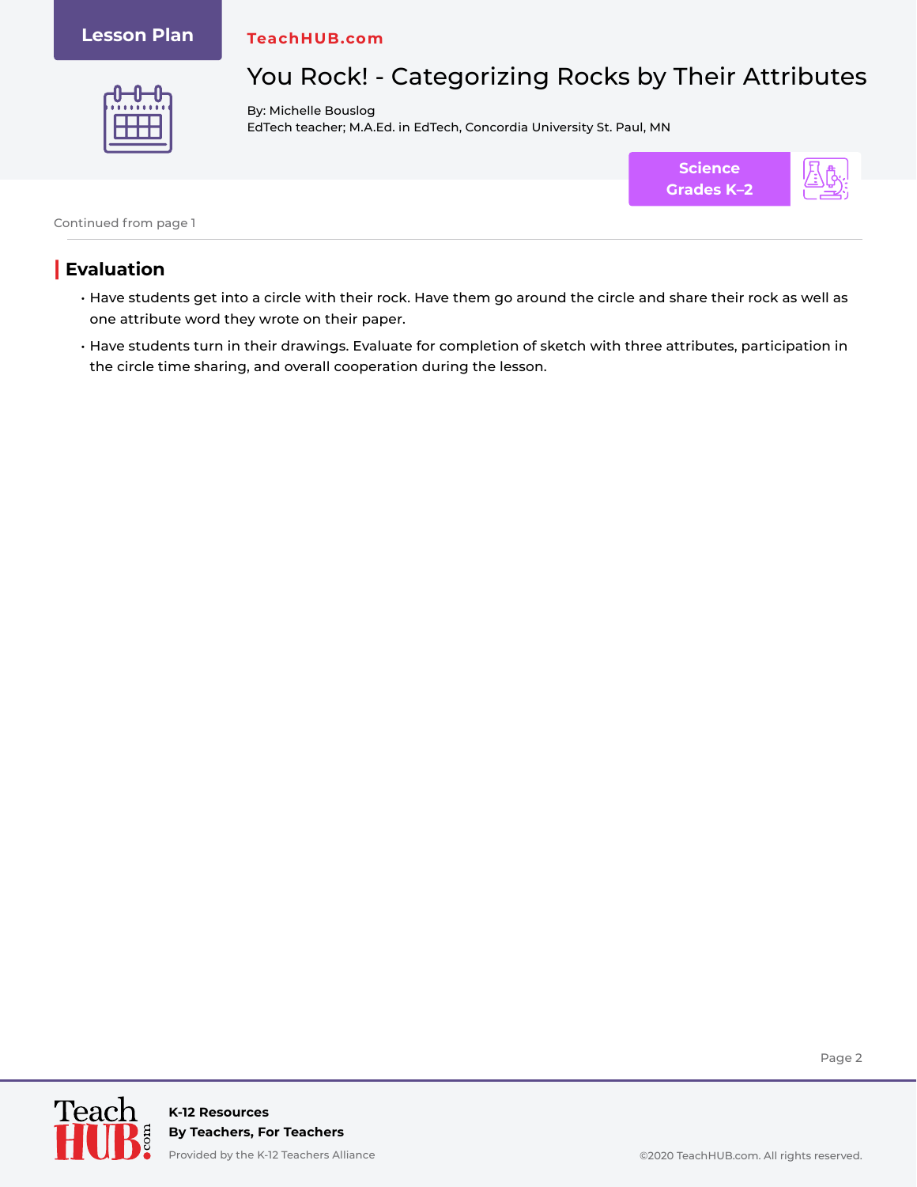Continued from page 1

## Evaluation

- Have students get into a circle with their rock. Have them go around the circle and share their rock as well as one attribute word they wrote on their paper.
- Have students turn in their drawings. Evaluate for completion of sketch with three attributes, participation in the circle time sharing, and overall cooperation during the lesson.